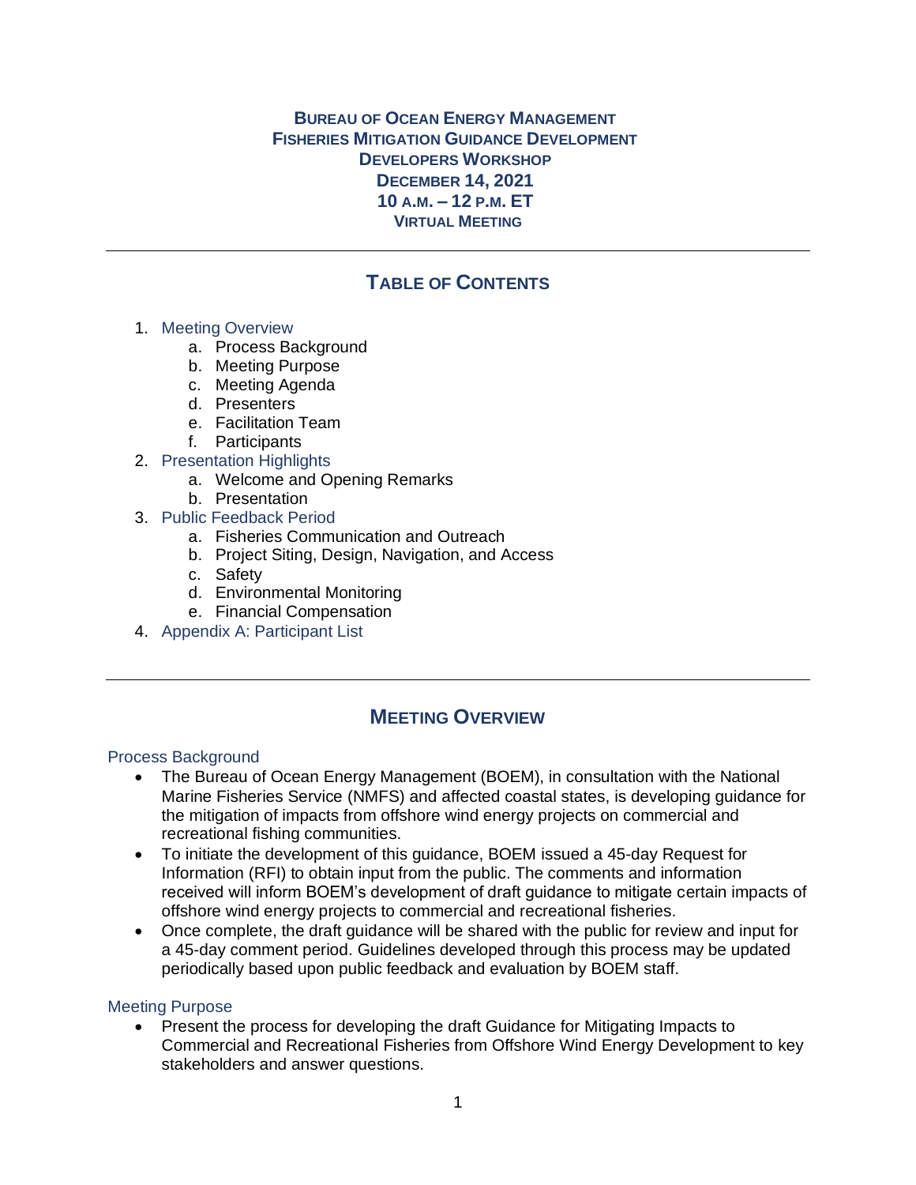**BUREAU OF OCEAN ENERGY MANAGEMENT**
**FISHERIES MITIGATION GUIDANCE DEVELOPMENT**
**DEVELOPERS WORKSHOP**
**DECEMBER 14, 2021**
**10 A.M. – 12 P.M. ET**
**VIRTUAL MEETING**

---

## TABLE OF CONTENTS

1. Meeting Overview
    a. Process Background
    b. Meeting Purpose
    c. Meeting Agenda
    d. Presenters
    e. Facilitation Team
    f. Participants
2. Presentation Highlights
    a. Welcome and Opening Remarks
    b. Presentation
3. Public Feedback Period
    a. Fisheries Communication and Outreach
    b. Project Siting, Design, Navigation, and Access
    c. Safety
    d. Environmental Monitoring
    e. Financial Compensation
4. Appendix A: Participant List

---

## MEETING OVERVIEW

### Process Background

- The Bureau of Ocean Energy Management (BOEM), in consultation with the National Marine Fisheries Service (NMFS) and affected coastal states, is developing guidance for the mitigation of impacts from offshore wind energy projects on commercial and recreational fishing communities.
- To initiate the development of this guidance, BOEM issued a 45-day Request for Information (RFI) to obtain input from the public. The comments and information received will inform BOEM's development of draft guidance to mitigate certain impacts of offshore wind energy projects to commercial and recreational fisheries.
- Once complete, the draft guidance will be shared with the public for review and input for a 45-day comment period. Guidelines developed through this process may be updated periodically based upon public feedback and evaluation by BOEM staff.

### Meeting Purpose

- Present the process for developing the draft Guidance for Mitigating Impacts to Commercial and Recreational Fisheries from Offshore Wind Energy Development to key stakeholders and answer questions.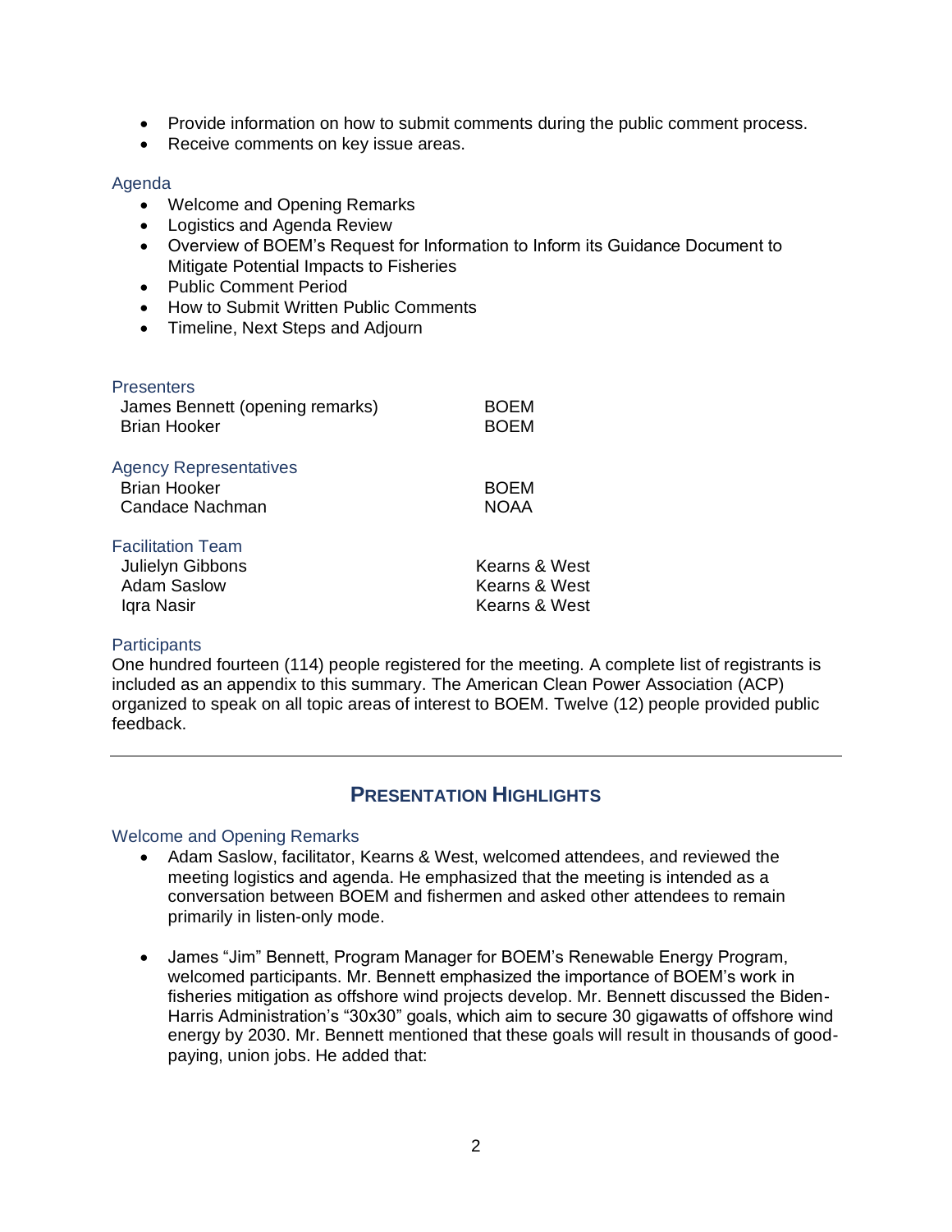- Provide information on how to submit comments during the public comment process.
- Receive comments on key issue areas.

### Agenda

- Welcome and Opening Remarks
- Logistics and Agenda Review
- Overview of BOEM's Request for Information to Inform its Guidance Document to Mitigate Potential Impacts to Fisheries
- Public Comment Period
- How to Submit Written Public Comments
- Timeline, Next Steps and Adjourn

### Presenters

| | |
|---|---|
| James Bennett (opening remarks) | BOEM |
| Brian Hooker | BOEM |

### Agency Representatives

| | |
|---|---|
| Brian Hooker | BOEM |
| Candace Nachman | NOAA |

### Facilitation Team

| | |
|---|---|
| Julielyn Gibbons | Kearns & West |
| Adam Saslow | Kearns & West |
| Iqra Nasir | Kearns & West |

### Participants

One hundred fourteen (114) people registered for the meeting. A complete list of registrants is included as an appendix to this summary. The American Clean Power Association (ACP) organized to speak on all topic areas of interest to BOEM. Twelve (12) people provided public feedback.

---

## PRESENTATION HIGHLIGHTS

### Welcome and Opening Remarks

- Adam Saslow, facilitator, Kearns & West, welcomed attendees, and reviewed the meeting logistics and agenda. He emphasized that the meeting is intended as a conversation between BOEM and fishermen and asked other attendees to remain primarily in listen-only mode.

- James "Jim" Bennett, Program Manager for BOEM's Renewable Energy Program, welcomed participants. Mr. Bennett emphasized the importance of BOEM's work in fisheries mitigation as offshore wind projects develop. Mr. Bennett discussed the Biden-Harris Administration's "30x30" goals, which aim to secure 30 gigawatts of offshore wind energy by 2030. Mr. Bennett mentioned that these goals will result in thousands of good-paying, union jobs. He added that: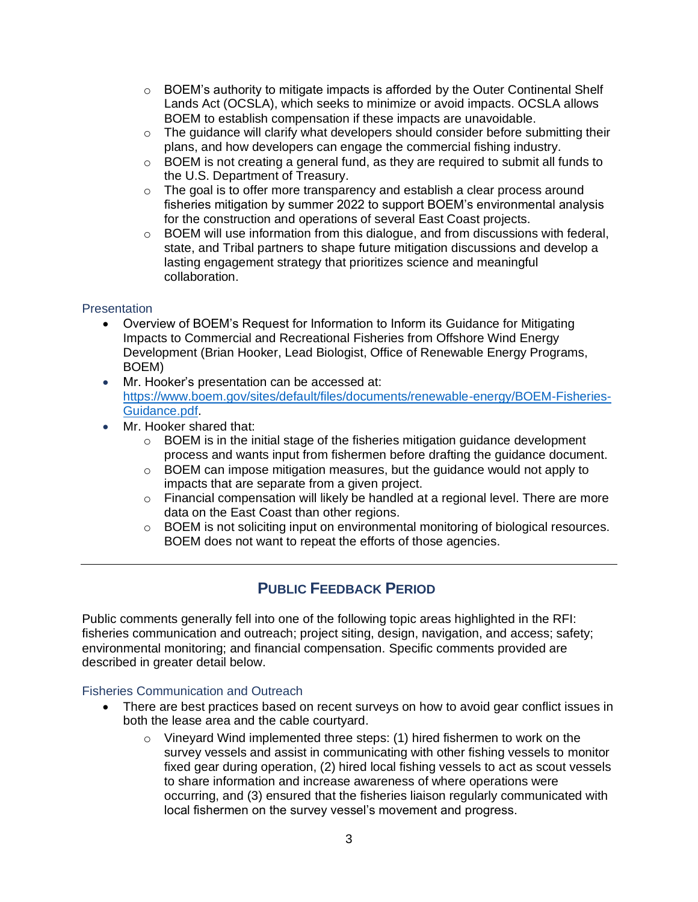- BOEM's authority to mitigate impacts is afforded by the Outer Continental Shelf Lands Act (OCSLA), which seeks to minimize or avoid impacts. OCSLA allows BOEM to establish compensation if these impacts are unavoidable.
  - The guidance will clarify what developers should consider before submitting their plans, and how developers can engage the commercial fishing industry.
  - BOEM is not creating a general fund, as they are required to submit all funds to the U.S. Department of Treasury.
  - The goal is to offer more transparency and establish a clear process around fisheries mitigation by summer 2022 to support BOEM's environmental analysis for the construction and operations of several East Coast projects.
  - BOEM will use information from this dialogue, and from discussions with federal, state, and Tribal partners to shape future mitigation discussions and develop a lasting engagement strategy that prioritizes science and meaningful collaboration.

### Presentation

- Overview of BOEM's Request for Information to Inform its Guidance for Mitigating Impacts to Commercial and Recreational Fisheries from Offshore Wind Energy Development (Brian Hooker, Lead Biologist, Office of Renewable Energy Programs, BOEM)
- Mr. Hooker's presentation can be accessed at: [https://www.boem.gov/sites/default/files/documents/renewable-energy/BOEM-Fisheries-Guidance.pdf](https://www.boem.gov/sites/default/files/documents/renewable-energy/BOEM-Fisheries-Guidance.pdf).
- Mr. Hooker shared that:
  - BOEM is in the initial stage of the fisheries mitigation guidance development process and wants input from fishermen before drafting the guidance document.
  - BOEM can impose mitigation measures, but the guidance would not apply to impacts that are separate from a given project.
  - Financial compensation will likely be handled at a regional level. There are more data on the East Coast than other regions.
  - BOEM is not soliciting input on environmental monitoring of biological resources. BOEM does not want to repeat the efforts of those agencies.

---

## Public Feedback Period

Public comments generally fell into one of the following topic areas highlighted in the RFI: fisheries communication and outreach; project siting, design, navigation, and access; safety; environmental monitoring; and financial compensation. Specific comments provided are described in greater detail below.

### Fisheries Communication and Outreach

- There are best practices based on recent surveys on how to avoid gear conflict issues in both the lease area and the cable courtyard.
  - Vineyard Wind implemented three steps: (1) hired fishermen to work on the survey vessels and assist in communicating with other fishing vessels to monitor fixed gear during operation, (2) hired local fishing vessels to act as scout vessels to share information and increase awareness of where operations were occurring, and (3) ensured that the fisheries liaison regularly communicated with local fishermen on the survey vessel's movement and progress.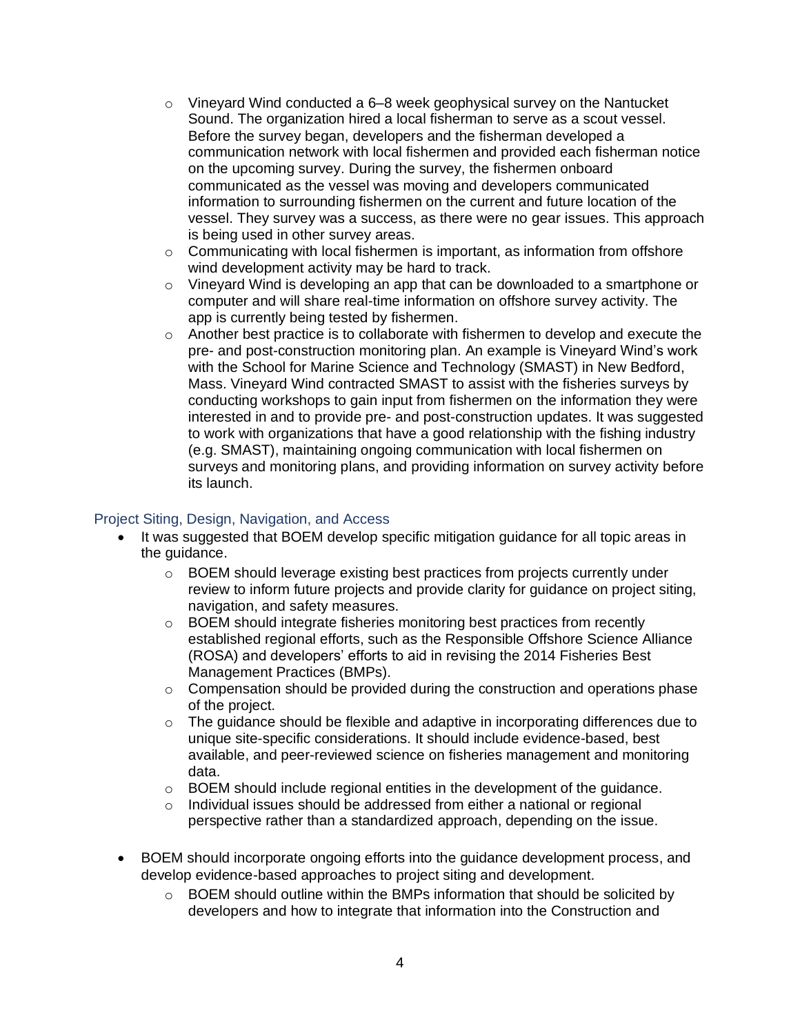- Vineyard Wind conducted a 6–8 week geophysical survey on the Nantucket Sound. The organization hired a local fisherman to serve as a scout vessel. Before the survey began, developers and the fisherman developed a communication network with local fishermen and provided each fisherman notice on the upcoming survey. During the survey, the fishermen onboard communicated as the vessel was moving and developers communicated information to surrounding fishermen on the current and future location of the vessel. They survey was a success, as there were no gear issues. This approach is being used in other survey areas.
  - Communicating with local fishermen is important, as information from offshore wind development activity may be hard to track.
  - Vineyard Wind is developing an app that can be downloaded to a smartphone or computer and will share real-time information on offshore survey activity. The app is currently being tested by fishermen.
  - Another best practice is to collaborate with fishermen to develop and execute the pre- and post-construction monitoring plan. An example is Vineyard Wind's work with the School for Marine Science and Technology (SMAST) in New Bedford, Mass. Vineyard Wind contracted SMAST to assist with the fisheries surveys by conducting workshops to gain input from fishermen on the information they were interested in and to provide pre- and post-construction updates. It was suggested to work with organizations that have a good relationship with the fishing industry (e.g. SMAST), maintaining ongoing communication with local fishermen on surveys and monitoring plans, and providing information on survey activity before its launch.

### Project Siting, Design, Navigation, and Access

- It was suggested that BOEM develop specific mitigation guidance for all topic areas in the guidance.
  - BOEM should leverage existing best practices from projects currently under review to inform future projects and provide clarity for guidance on project siting, navigation, and safety measures.
  - BOEM should integrate fisheries monitoring best practices from recently established regional efforts, such as the Responsible Offshore Science Alliance (ROSA) and developers' efforts to aid in revising the 2014 Fisheries Best Management Practices (BMPs).
  - Compensation should be provided during the construction and operations phase of the project.
  - The guidance should be flexible and adaptive in incorporating differences due to unique site-specific considerations. It should include evidence-based, best available, and peer-reviewed science on fisheries management and monitoring data.
  - BOEM should include regional entities in the development of the guidance.
  - Individual issues should be addressed from either a national or regional perspective rather than a standardized approach, depending on the issue.

- BOEM should incorporate ongoing efforts into the guidance development process, and develop evidence-based approaches to project siting and development.
  - BOEM should outline within the BMPs information that should be solicited by developers and how to integrate that information into the Construction and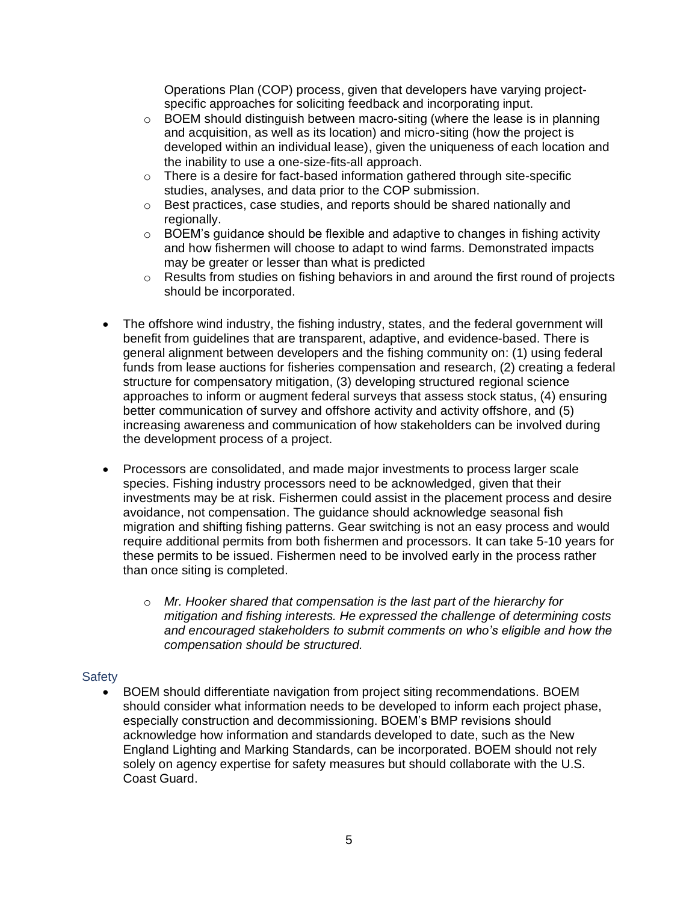Operations Plan (COP) process, given that developers have varying project-specific approaches for soliciting feedback and incorporating input.
  - BOEM should distinguish between macro-siting (where the lease is in planning and acquisition, as well as its location) and micro-siting (how the project is developed within an individual lease), given the uniqueness of each location and the inability to use a one-size-fits-all approach.
  - There is a desire for fact-based information gathered through site-specific studies, analyses, and data prior to the COP submission.
  - Best practices, case studies, and reports should be shared nationally and regionally.
  - BOEM's guidance should be flexible and adaptive to changes in fishing activity and how fishermen will choose to adapt to wind farms. Demonstrated impacts may be greater or lesser than what is predicted
  - Results from studies on fishing behaviors in and around the first round of projects should be incorporated.

- The offshore wind industry, the fishing industry, states, and the federal government will benefit from guidelines that are transparent, adaptive, and evidence-based. There is general alignment between developers and the fishing community on: (1) using federal funds from lease auctions for fisheries compensation and research, (2) creating a federal structure for compensatory mitigation, (3) developing structured regional science approaches to inform or augment federal surveys that assess stock status, (4) ensuring better communication of survey and offshore activity and activity offshore, and (5) increasing awareness and communication of how stakeholders can be involved during the development process of a project.

- Processors are consolidated, and made major investments to process larger scale species. Fishing industry processors need to be acknowledged, given that their investments may be at risk. Fishermen could assist in the placement process and desire avoidance, not compensation. The guidance should acknowledge seasonal fish migration and shifting fishing patterns. Gear switching is not an easy process and would require additional permits from both fishermen and processors. It can take 5-10 years for these permits to be issued. Fishermen need to be involved early in the process rather than once siting is completed.
  - *Mr. Hooker shared that compensation is the last part of the hierarchy for mitigation and fishing interests. He expressed the challenge of determining costs and encouraged stakeholders to submit comments on who's eligible and how the compensation should be structured.*

### Safety

- BOEM should differentiate navigation from project siting recommendations. BOEM should consider what information needs to be developed to inform each project phase, especially construction and decommissioning. BOEM's BMP revisions should acknowledge how information and standards developed to date, such as the New England Lighting and Marking Standards, can be incorporated. BOEM should not rely solely on agency expertise for safety measures but should collaborate with the U.S. Coast Guard.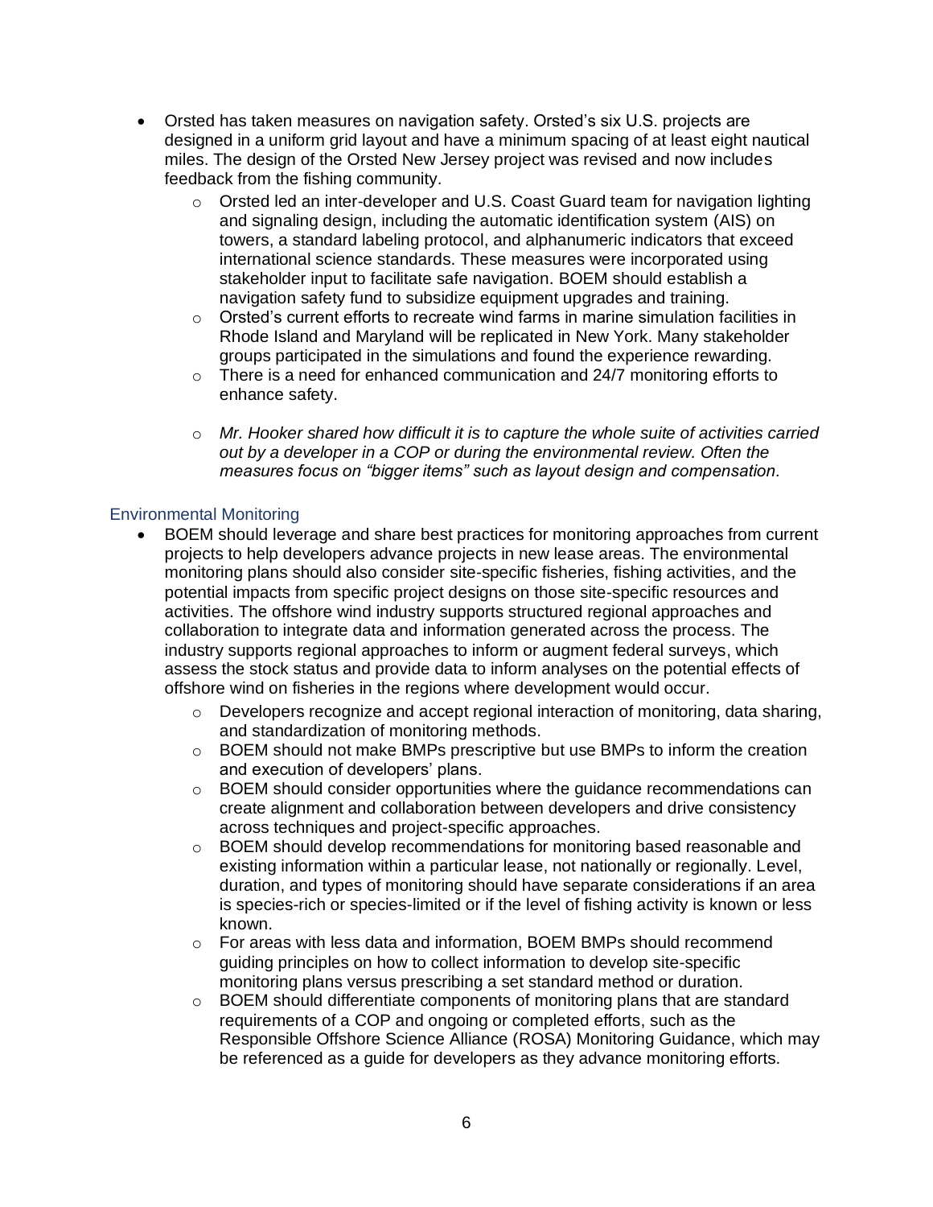- Orsted has taken measures on navigation safety. Orsted's six U.S. projects are designed in a uniform grid layout and have a minimum spacing of at least eight nautical miles. The design of the Orsted New Jersey project was revised and now includes feedback from the fishing community.
    - Orsted led an inter-developer and U.S. Coast Guard team for navigation lighting and signaling design, including the automatic identification system (AIS) on towers, a standard labeling protocol, and alphanumeric indicators that exceed international science standards. These measures were incorporated using stakeholder input to facilitate safe navigation. BOEM should establish a navigation safety fund to subsidize equipment upgrades and training.
    - Orsted's current efforts to recreate wind farms in marine simulation facilities in Rhode Island and Maryland will be replicated in New York. Many stakeholder groups participated in the simulations and found the experience rewarding.
    - There is a need for enhanced communication and 24/7 monitoring efforts to enhance safety.
    - *Mr. Hooker shared how difficult it is to capture the whole suite of activities carried out by a developer in a COP or during the environmental review. Often the measures focus on "bigger items" such as layout design and compensation.*

### Environmental Monitoring

- BOEM should leverage and share best practices for monitoring approaches from current projects to help developers advance projects in new lease areas. The environmental monitoring plans should also consider site-specific fisheries, fishing activities, and the potential impacts from specific project designs on those site-specific resources and activities. The offshore wind industry supports structured regional approaches and collaboration to integrate data and information generated across the process. The industry supports regional approaches to inform or augment federal surveys, which assess the stock status and provide data to inform analyses on the potential effects of offshore wind on fisheries in the regions where development would occur.
    - Developers recognize and accept regional interaction of monitoring, data sharing, and standardization of monitoring methods.
    - BOEM should not make BMPs prescriptive but use BMPs to inform the creation and execution of developers' plans.
    - BOEM should consider opportunities where the guidance recommendations can create alignment and collaboration between developers and drive consistency across techniques and project-specific approaches.
    - BOEM should develop recommendations for monitoring based reasonable and existing information within a particular lease, not nationally or regionally. Level, duration, and types of monitoring should have separate considerations if an area is species-rich or species-limited or if the level of fishing activity is known or less known.
    - For areas with less data and information, BOEM BMPs should recommend guiding principles on how to collect information to develop site-specific monitoring plans versus prescribing a set standard method or duration.
    - BOEM should differentiate components of monitoring plans that are standard requirements of a COP and ongoing or completed efforts, such as the Responsible Offshore Science Alliance (ROSA) Monitoring Guidance, which may be referenced as a guide for developers as they advance monitoring efforts.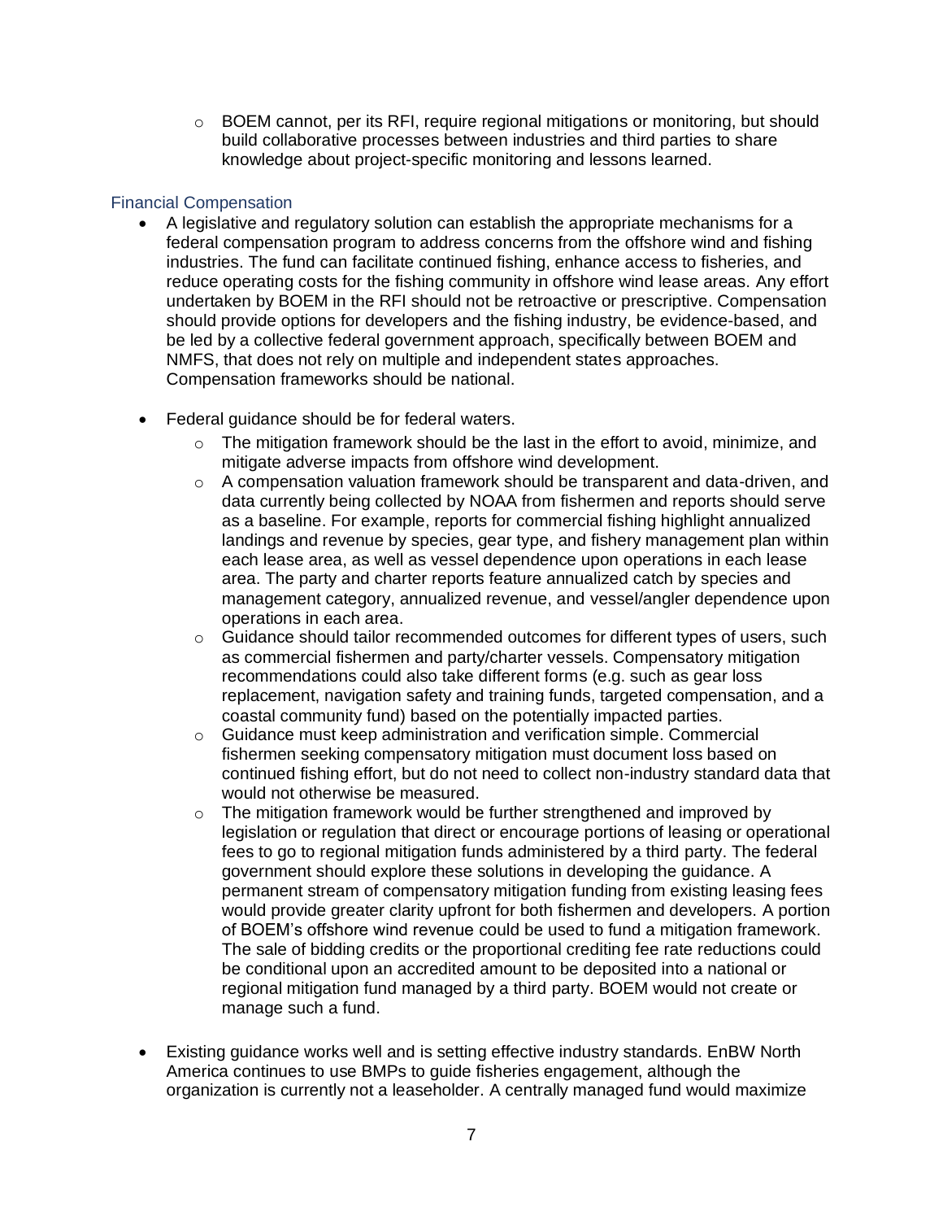- BOEM cannot, per its RFI, require regional mitigations or monitoring, but should build collaborative processes between industries and third parties to share knowledge about project-specific monitoring and lessons learned.

### Financial Compensation

- A legislative and regulatory solution can establish the appropriate mechanisms for a federal compensation program to address concerns from the offshore wind and fishing industries. The fund can facilitate continued fishing, enhance access to fisheries, and reduce operating costs for the fishing community in offshore wind lease areas. Any effort undertaken by BOEM in the RFI should not be retroactive or prescriptive. Compensation should provide options for developers and the fishing industry, be evidence-based, and be led by a collective federal government approach, specifically between BOEM and NMFS, that does not rely on multiple and independent states approaches. Compensation frameworks should be national.

- Federal guidance should be for federal waters.
    - The mitigation framework should be the last in the effort to avoid, minimize, and mitigate adverse impacts from offshore wind development.
    - A compensation valuation framework should be transparent and data-driven, and data currently being collected by NOAA from fishermen and reports should serve as a baseline. For example, reports for commercial fishing highlight annualized landings and revenue by species, gear type, and fishery management plan within each lease area, as well as vessel dependence upon operations in each lease area. The party and charter reports feature annualized catch by species and management category, annualized revenue, and vessel/angler dependence upon operations in each area.
    - Guidance should tailor recommended outcomes for different types of users, such as commercial fishermen and party/charter vessels. Compensatory mitigation recommendations could also take different forms (e.g. such as gear loss replacement, navigation safety and training funds, targeted compensation, and a coastal community fund) based on the potentially impacted parties.
    - Guidance must keep administration and verification simple. Commercial fishermen seeking compensatory mitigation must document loss based on continued fishing effort, but do not need to collect non-industry standard data that would not otherwise be measured.
    - The mitigation framework would be further strengthened and improved by legislation or regulation that direct or encourage portions of leasing or operational fees to go to regional mitigation funds administered by a third party. The federal government should explore these solutions in developing the guidance. A permanent stream of compensatory mitigation funding from existing leasing fees would provide greater clarity upfront for both fishermen and developers. A portion of BOEM's offshore wind revenue could be used to fund a mitigation framework. The sale of bidding credits or the proportional crediting fee rate reductions could be conditional upon an accredited amount to be deposited into a national or regional mitigation fund managed by a third party. BOEM would not create or manage such a fund.

- Existing guidance works well and is setting effective industry standards. EnBW North America continues to use BMPs to guide fisheries engagement, although the organization is currently not a leaseholder. A centrally managed fund would maximize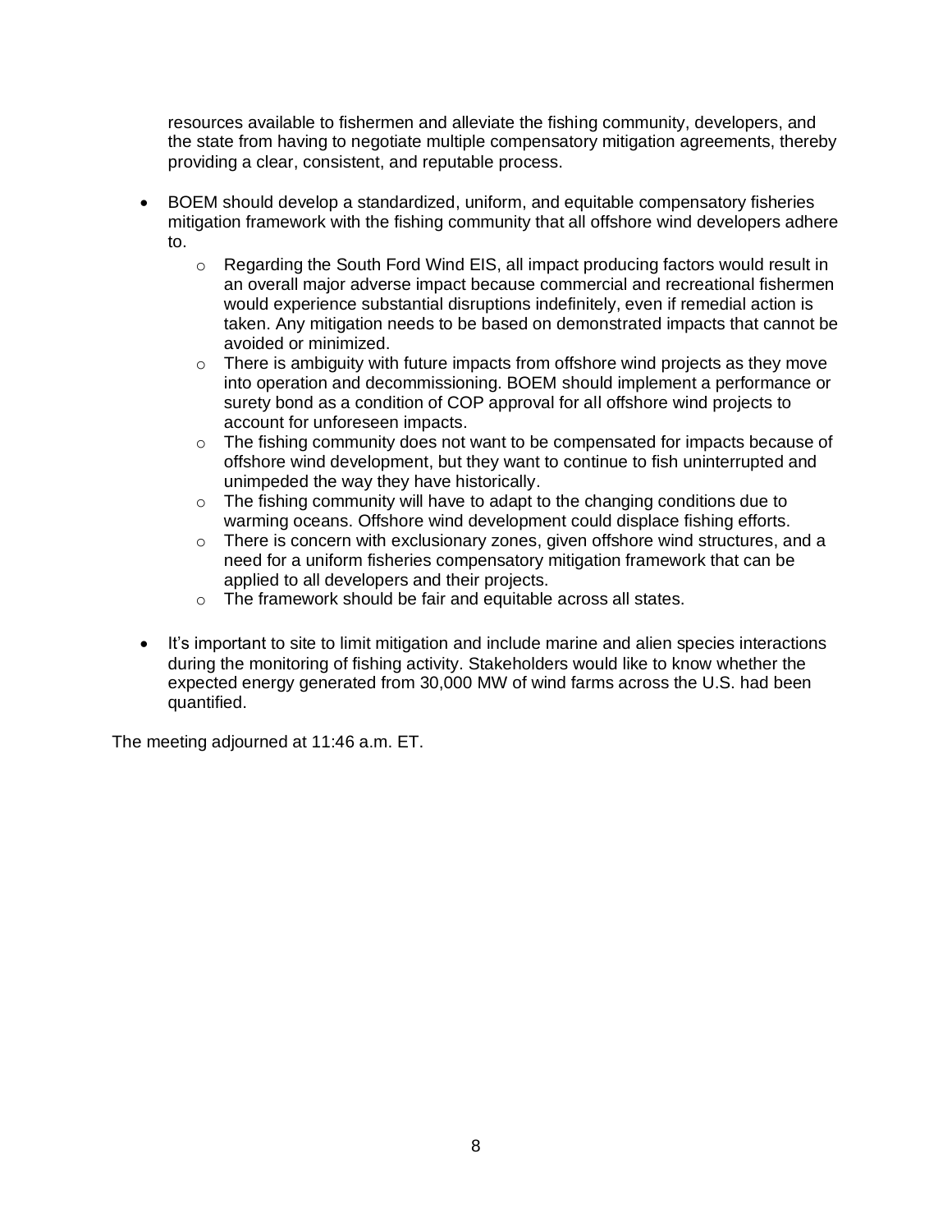resources available to fishermen and alleviate the fishing community, developers, and the state from having to negotiate multiple compensatory mitigation agreements, thereby providing a clear, consistent, and reputable process.

- BOEM should develop a standardized, uniform, and equitable compensatory fisheries mitigation framework with the fishing community that all offshore wind developers adhere to.
  - Regarding the South Ford Wind EIS, all impact producing factors would result in an overall major adverse impact because commercial and recreational fishermen would experience substantial disruptions indefinitely, even if remedial action is taken. Any mitigation needs to be based on demonstrated impacts that cannot be avoided or minimized.
  - There is ambiguity with future impacts from offshore wind projects as they move into operation and decommissioning. BOEM should implement a performance or surety bond as a condition of COP approval for all offshore wind projects to account for unforeseen impacts.
  - The fishing community does not want to be compensated for impacts because of offshore wind development, but they want to continue to fish uninterrupted and unimpeded the way they have historically.
  - The fishing community will have to adapt to the changing conditions due to warming oceans. Offshore wind development could displace fishing efforts.
  - There is concern with exclusionary zones, given offshore wind structures, and a need for a uniform fisheries compensatory mitigation framework that can be applied to all developers and their projects.
  - The framework should be fair and equitable across all states.

- It's important to site to limit mitigation and include marine and alien species interactions during the monitoring of fishing activity. Stakeholders would like to know whether the expected energy generated from 30,000 MW of wind farms across the U.S. had been quantified.

The meeting adjourned at 11:46 a.m. ET.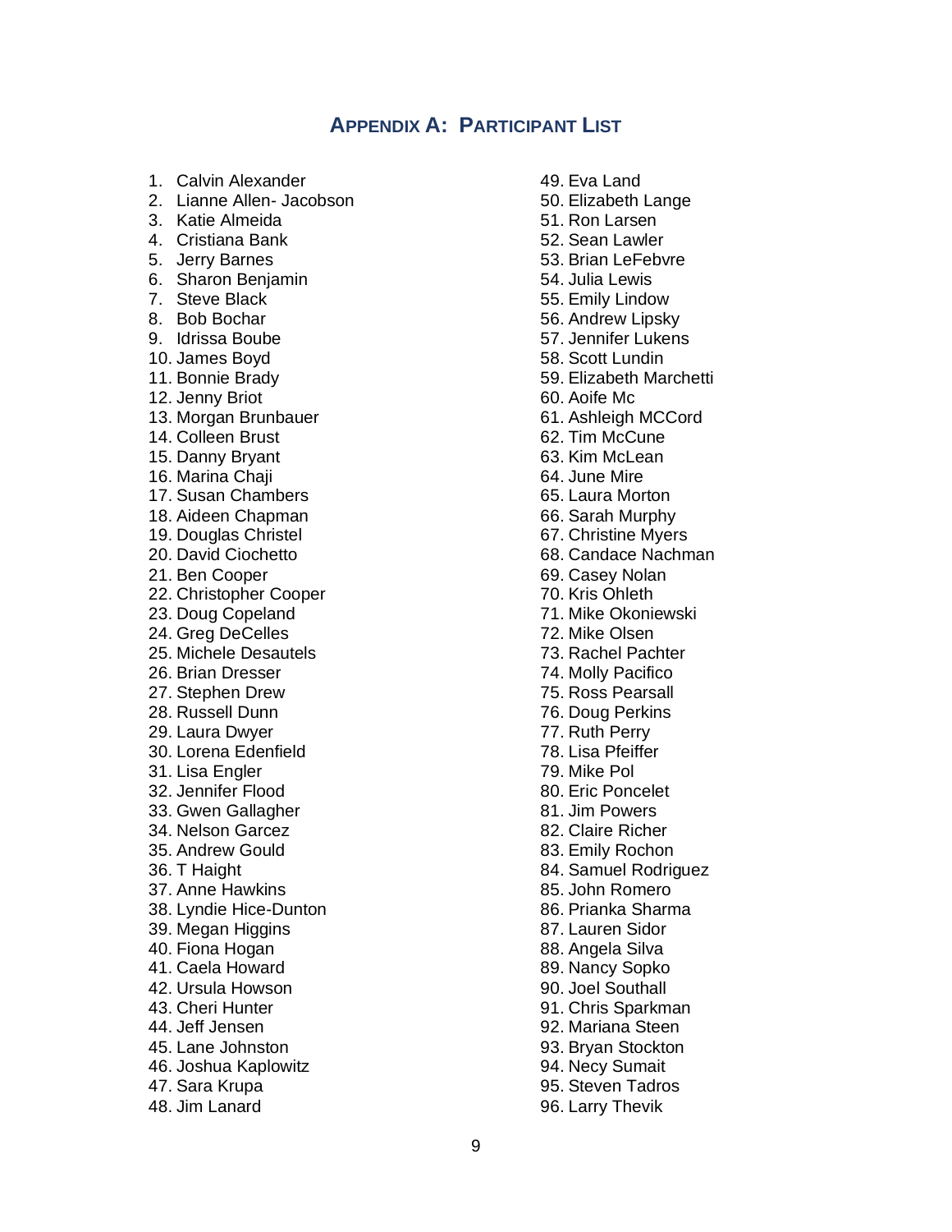## Appendix A: Participant List

1. Calvin Alexander
2. Lianne Allen- Jacobson
3. Katie Almeida
4. Cristiana Bank
5. Jerry Barnes
6. Sharon Benjamin
7. Steve Black
8. Bob Bochar
9. Idrissa Boube
10. James Boyd
11. Bonnie Brady
12. Jenny Briot
13. Morgan Brunbauer
14. Colleen Brust
15. Danny Bryant
16. Marina Chaji
17. Susan Chambers
18. Aideen Chapman
19. Douglas Christel
20. David Ciochetto
21. Ben Cooper
22. Christopher Cooper
23. Doug Copeland
24. Greg DeCelles
25. Michele Desautels
26. Brian Dresser
27. Stephen Drew
28. Russell Dunn
29. Laura Dwyer
30. Lorena Edenfield
31. Lisa Engler
32. Jennifer Flood
33. Gwen Gallagher
34. Nelson Garcez
35. Andrew Gould
36. T Haight
37. Anne Hawkins
38. Lyndie Hice-Dunton
39. Megan Higgins
40. Fiona Hogan
41. Caela Howard
42. Ursula Howson
43. Cheri Hunter
44. Jeff Jensen
45. Lane Johnston
46. Joshua Kaplowitz
47. Sara Krupa
48. Jim Lanard
49. Eva Land
50. Elizabeth Lange
51. Ron Larsen
52. Sean Lawler
53. Brian LeFebvre
54. Julia Lewis
55. Emily Lindow
56. Andrew Lipsky
57. Jennifer Lukens
58. Scott Lundin
59. Elizabeth Marchetti
60. Aoife Mc
61. Ashleigh MCCord
62. Tim McCune
63. Kim McLean
64. June Mire
65. Laura Morton
66. Sarah Murphy
67. Christine Myers
68. Candace Nachman
69. Casey Nolan
70. Kris Ohleth
71. Mike Okoniewski
72. Mike Olsen
73. Rachel Pachter
74. Molly Pacifico
75. Ross Pearsall
76. Doug Perkins
77. Ruth Perry
78. Lisa Pfeiffer
79. Mike Pol
80. Eric Poncelet
81. Jim Powers
82. Claire Richer
83. Emily Rochon
84. Samuel Rodriguez
85. John Romero
86. Prianka Sharma
87. Lauren Sidor
88. Angela Silva
89. Nancy Sopko
90. Joel Southall
91. Chris Sparkman
92. Mariana Steen
93. Bryan Stockton
94. Necy Sumait
95. Steven Tadros
96. Larry Thevik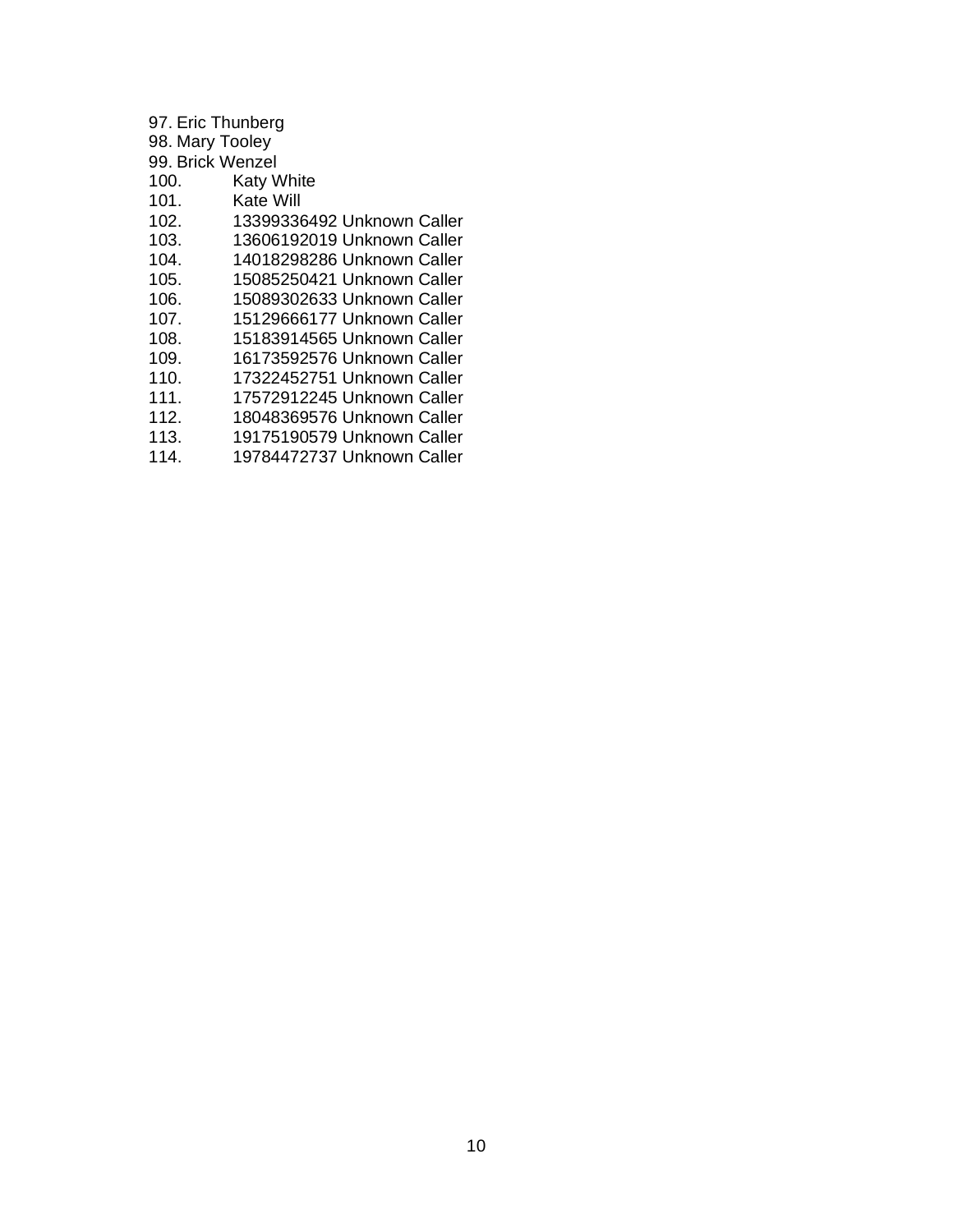97. Eric Thunberg
98. Mary Tooley
99. Brick Wenzel
100. Katy White
101. Kate Will
102. 13399336492 Unknown Caller
103. 13606192019 Unknown Caller
104. 14018298286 Unknown Caller
105. 15085250421 Unknown Caller
106. 15089302633 Unknown Caller
107. 15129666177 Unknown Caller
108. 15183914565 Unknown Caller
109. 16173592576 Unknown Caller
110. 17322452751 Unknown Caller
111. 17572912245 Unknown Caller
112. 18048369576 Unknown Caller
113. 19175190579 Unknown Caller
114. 19784472737 Unknown Caller